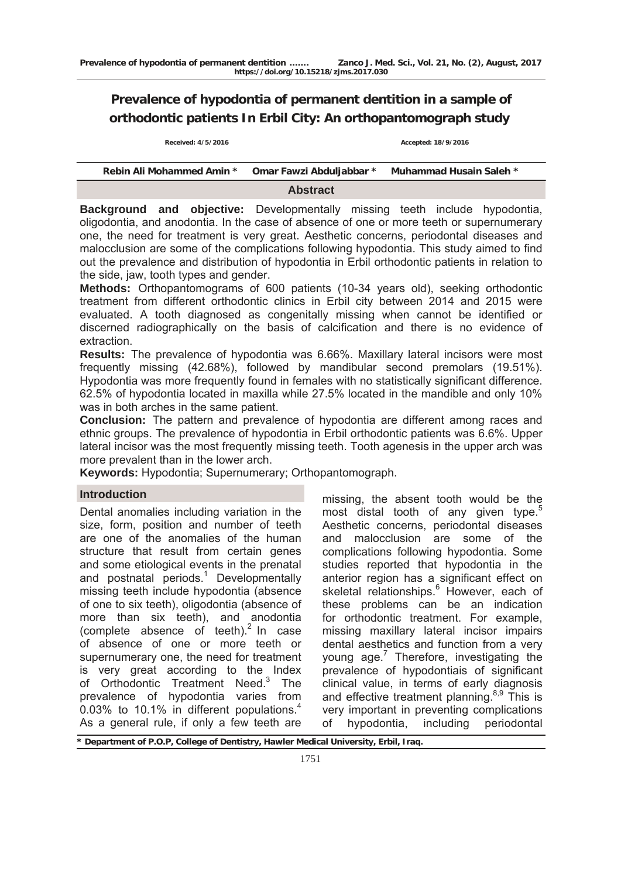# Prevalence of hypodontia of permanent dentition in a sample of orthodontic patients In Erbil City: An orthopantomograph study

Received: 4/5/2016 Accepted: 18/9/2016

Rebin Ali Mohammed Amin * Omar Fawzi Abduljabbar * Muhammad Husain Saleh *

## Abstract

**Background and objective:** Developmentally missing teeth include hypodontia, oligodontia, and anodontia. In the case of absence of one or more teeth or supernumerary one, the need for treatment is very great. Aesthetic concerns, periodontal diseases and malocclusion are some of the complications following hypodontia. This study aimed to find out the prevalence and distribution of hypodontia in Erbil orthodontic patients in relation to the side, jaw, tooth types and gender.

**Methods:** Orthopantomograms of 600 patients (10-34 years old), seeking orthodontic treatment from different orthodontic clinics in Erbil city between 2014 and 2015 were evaluated. A tooth diagnosed as congenitally missing when cannot be identified or discerned radiographically on the basis of calcification and there is no evidence of extraction.

**Results:** The prevalence of hypodontia was 6.66%. Maxillary lateral incisors were most frequently missing (42.68%), followed by mandibular second premolars (19.51%). Hypodontia was more frequently found in females with no statistically significant difference. 62.5% of hypodontia located in maxilla while 27.5% located in the mandible and only 10% was in both arches in the same patient.

**Conclusion:** The pattern and prevalence of hypodontia are different among races and ethnic groups. The prevalence of hypodontia in Erbil orthodontic patients was 6.6%. Upper lateral incisor was the most frequently missing teeth. Tooth agenesis in the upper arch was more prevalent than in the lower arch.

**Keywords:** Hypodontia; Supernumerary; Orthopantomograph.

## Introduction

Dental anomalies including variation in the size, form, position and number of teeth are one of the anomalies of the human structure that result from certain genes and some etiological events in the prenatal and postnatal periods.[1] Developmentally missing teeth include hypodontia (absence of one to six teeth), oligodontia (absence of more than six teeth), and anodontia (complete absence of teeth).[2] In case of absence of one or more teeth or supernumerary one, the need for treatment is very great according to the Index of Orthodontic Treatment Need.[3] The prevalence of hypodontia varies from 0.03% to 10.1% in different populations.[4] As a general rule, if only a few teeth are missing, the absent tooth would be the most distal tooth of any given type.[5] Aesthetic concerns, periodontal diseases and malocclusion are some of the complications following hypodontia. Some studies reported that hypodontia in the anterior region has a significant effect on skeletal relationships.[6] However, each of these problems can be an indication for orthodontic treatment. For example, missing maxillary lateral incisor impairs dental aesthetics and function from a very young age.[7] Therefore, investigating the prevalence of hypodontiais of significant clinical value, in terms of early diagnosis and effective treatment planning.[8,9] This is very important in preventing complications of hypodontia, including periodontal

\* Department of P.O.P, College of Dentistry, Hawler Medical University, Erbil, Iraq.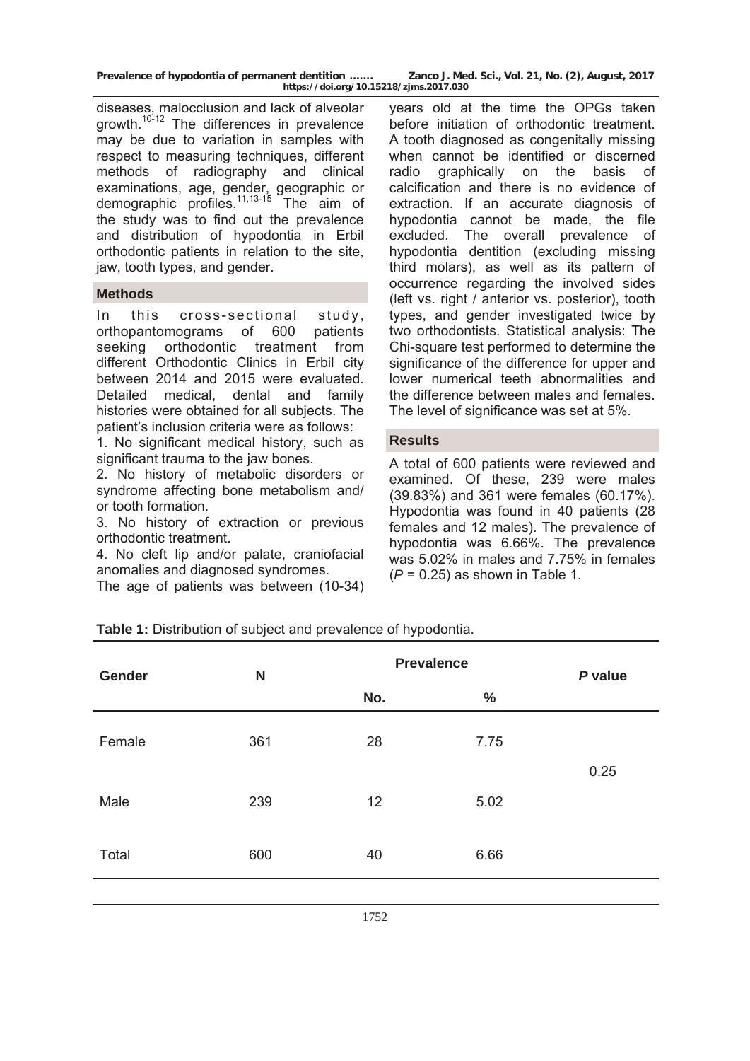diseases, malocclusion and lack of alveolar growth.[10-12] The differences in prevalence may be due to variation in samples with respect to measuring techniques, different methods of radiography and clinical examinations, age, gender, geographic or demographic profiles.[11,13-15] The aim of the study was to find out the prevalence and distribution of hypodontia in Erbil orthodontic patients in relation to the site, jaw, tooth types, and gender.

## Methods

In this cross-sectional study, orthopantomograms of 600 patients seeking orthodontic treatment from different Orthodontic Clinics in Erbil city between 2014 and 2015 were evaluated. Detailed medical, dental and family histories were obtained for all subjects. The patient's inclusion criteria were as follows:

1. No significant medical history, such as significant trauma to the jaw bones.
2. No history of metabolic disorders or syndrome affecting bone metabolism and/ or tooth formation.
3. No history of extraction or previous orthodontic treatment.
4. No cleft lip and/or palate, craniofacial anomalies and diagnosed syndromes.

The age of patients was between (10-34) years old at the time the OPGs taken before initiation of orthodontic treatment. A tooth diagnosed as congenitally missing when cannot be identified or discerned radio graphically on the basis of calcification and there is no evidence of extraction. If an accurate diagnosis of hypodontia cannot be made, the file excluded. The overall prevalence of hypodontia dentition (excluding missing third molars), as well as its pattern of occurrence regarding the involved sides (left vs. right / anterior vs. posterior), tooth types, and gender investigated twice by two orthodontists. Statistical analysis: The Chi-square test performed to determine the significance of the difference for upper and lower numerical teeth abnormalities and the difference between males and females. The level of significance was set at 5%.

## Results

A total of 600 patients were reviewed and examined. Of these, 239 were males (39.83%) and 361 were females (60.17%). Hypodontia was found in 40 patients (28 females and 12 males). The prevalence of hypodontia was 6.66%. The prevalence was 5.02% in males and 7.75% in females ($P = 0.25$) as shown in Table 1.

**Table 1:** Distribution of subject and prevalence of hypodontia.

| Gender | N | Prevalence | | *P* value |
|---|---|---|---|---|
| | | No. | % | |
| Female | 361 | 28 | 7.75 | 0.25 |
| Male | 239 | 12 | 5.02 | |
| Total | 600 | 40 | 6.66 | |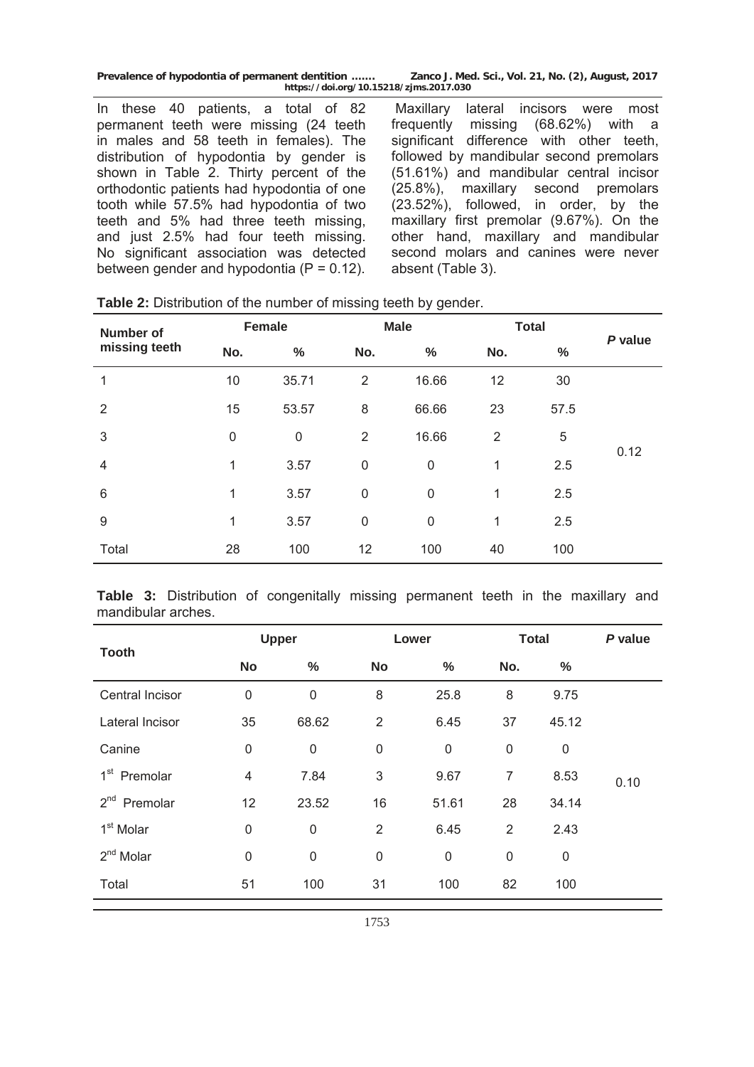In these 40 patients, a total of 82 permanent teeth were missing (24 teeth in males and 58 teeth in females). The distribution of hypodontia by gender is shown in Table 2. Thirty percent of the orthodontic patients had hypodontia of one tooth while 57.5% had hypodontia of two teeth and 5% had three teeth missing, and just 2.5% had four teeth missing. No significant association was detected between gender and hypodontia (P = 0.12).

Maxillary lateral incisors were most frequently missing (68.62%) with a significant difference with other teeth, followed by mandibular second premolars (51.61%) and mandibular central incisor (25.8%), maxillary second premolars (23.52%), followed, in order, by the maxillary first premolar (9.67%). On the other hand, maxillary and mandibular second molars and canines were never absent (Table 3).

**Table 2:** Distribution of the number of missing teeth by gender.

| Number of missing teeth | Female | | Male | | Total | | *P* value |
|---|---|---|---|---|---|---|---|
| | No. | % | No. | % | No. | % | |
| 1 | 10 | 35.71 | 2 | 16.66 | 12 | 30 | 0.12 |
| 2 | 15 | 53.57 | 8 | 66.66 | 23 | 57.5 | |
| 3 | 0 | 0 | 2 | 16.66 | 2 | 5 | |
| 4 | 1 | 3.57 | 0 | 0 | 1 | 2.5 | |
| 6 | 1 | 3.57 | 0 | 0 | 1 | 2.5 | |
| 9 | 1 | 3.57 | 0 | 0 | 1 | 2.5 | |
| Total | 28 | 100 | 12 | 100 | 40 | 100 | |

**Table 3:** Distribution of congenitally missing permanent teeth in the maxillary and mandibular arches.

| Tooth | Upper | | Lower | | Total | | *P* value |
|---|---|---|---|---|---|---|---|
| | No | % | No | % | No. | % | |
| Central Incisor | 0 | 0 | 8 | 25.8 | 8 | 9.75 | 0.10 |
| Lateral Incisor | 35 | 68.62 | 2 | 6.45 | 37 | 45.12 | |
| Canine | 0 | 0 | 0 | 0 | 0 | 0 | |
| 1st Premolar | 4 | 7.84 | 3 | 9.67 | 7 | 8.53 | |
| 2nd Premolar | 12 | 23.52 | 16 | 51.61 | 28 | 34.14 | |
| 1st Molar | 0 | 0 | 2 | 6.45 | 2 | 2.43 | |
| 2nd Molar | 0 | 0 | 0 | 0 | 0 | 0 | |
| Total | 51 | 100 | 31 | 100 | 82 | 100 | |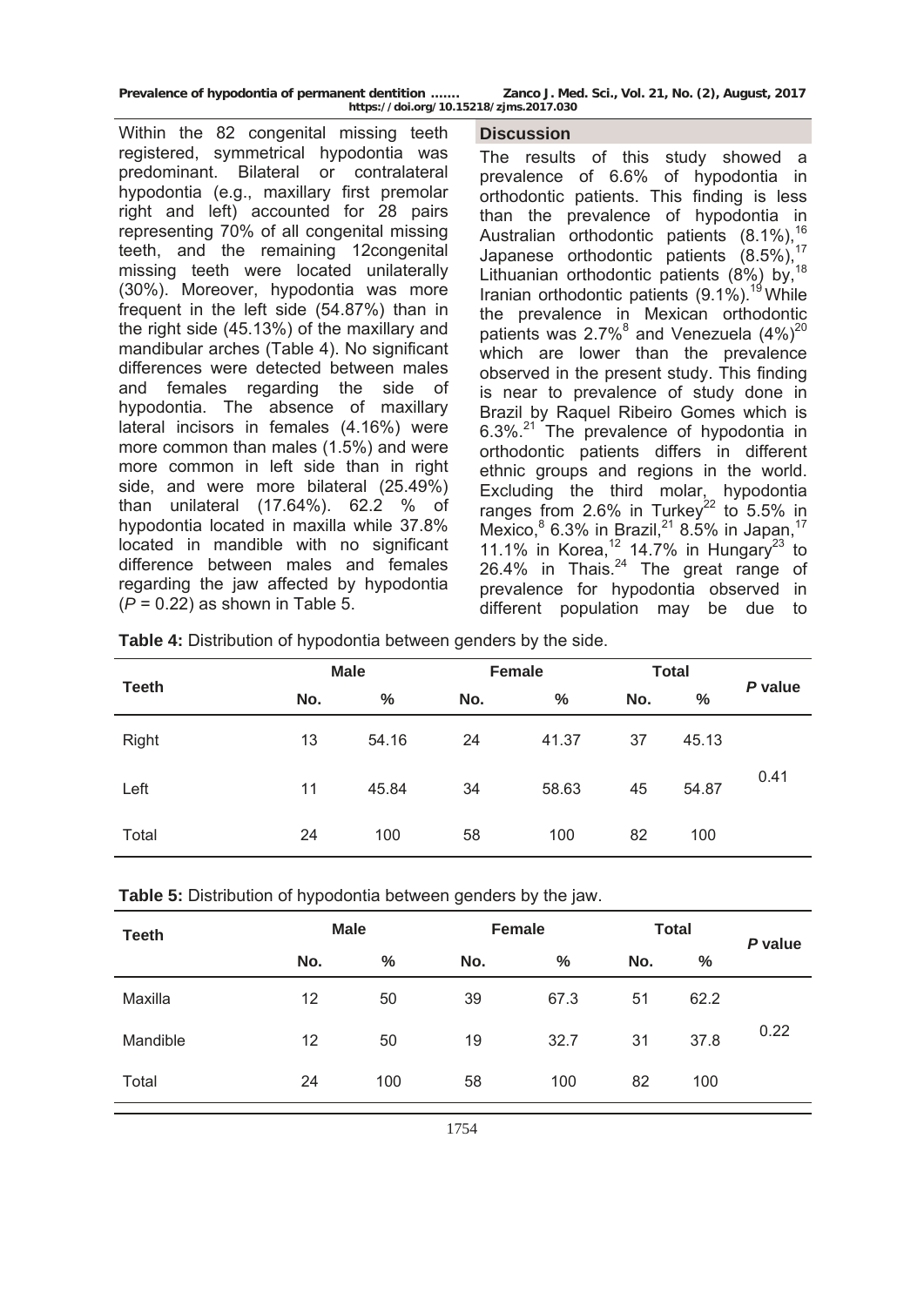Within the 82 congenital missing teeth registered, symmetrical hypodontia was predominant. Bilateral or contralateral hypodontia (e.g., maxillary first premolar right and left) accounted for 28 pairs representing 70% of all congenital missing teeth, and the remaining 12congenital missing teeth were located unilaterally (30%). Moreover, hypodontia was more frequent in the left side (54.87%) than in the right side (45.13%) of the maxillary and mandibular arches (Table 4). No significant differences were detected between males and females regarding the side of hypodontia. The absence of maxillary lateral incisors in females (4.16%) were more common than males (1.5%) and were more common in left side than in right side, and were more bilateral (25.49%) than unilateral (17.64%). 62.2 % of hypodontia located in maxilla while 37.8% located in mandible with no significant difference between males and females regarding the jaw affected by hypodontia ($P$ = 0.22) as shown in Table 5.

## Discussion

The results of this study showed a prevalence of 6.6% of hypodontia in orthodontic patients. This finding is less than the prevalence of hypodontia in Australian orthodontic patients (8.1%),[16] Japanese orthodontic patients (8.5%),[17] Lithuanian orthodontic patients (8%) by,[18] Iranian orthodontic patients (9.1%).[19] While the prevalence in Mexican orthodontic patients was 2.7%[8] and Venezuela (4%)[20] which are lower than the prevalence observed in the present study. This finding is near to prevalence of study done in Brazil by Raquel Ribeiro Gomes which is 6.3%.[21] The prevalence of hypodontia in orthodontic patients differs in different ethnic groups and regions in the world. Excluding the third molar, hypodontia ranges from 2.6% in Turkey[22] to 5.5% in Mexico,[8] 6.3% in Brazil,[21] 8.5% in Japan,[17] 11.1% in Korea,[12] 14.7% in Hungary[23] to 26.4% in Thais.[24] The great range of prevalence for hypodontia observed in different population may be due to

**Table 4:** Distribution of hypodontia between genders by the side.

| Teeth | Male | | Female | | Total | | P value |
|---|---|---|---|---|---|---|---|
| | No. | % | No. | % | No. | % | |
| Right | 13 | 54.16 | 24 | 41.37 | 37 | 45.13 | 0.41 |
| Left | 11 | 45.84 | 34 | 58.63 | 45 | 54.87 | |
| Total | 24 | 100 | 58 | 100 | 82 | 100 | |

**Table 5:** Distribution of hypodontia between genders by the jaw.

| Teeth | Male | | Female | | Total | | P value |
|---|---|---|---|---|---|---|---|
| | No. | % | No. | % | No. | % | |
| Maxilla | 12 | 50 | 39 | 67.3 | 51 | 62.2 | 0.22 |
| Mandible | 12 | 50 | 19 | 32.7 | 31 | 37.8 | |
| Total | 24 | 100 | 58 | 100 | 82 | 100 | |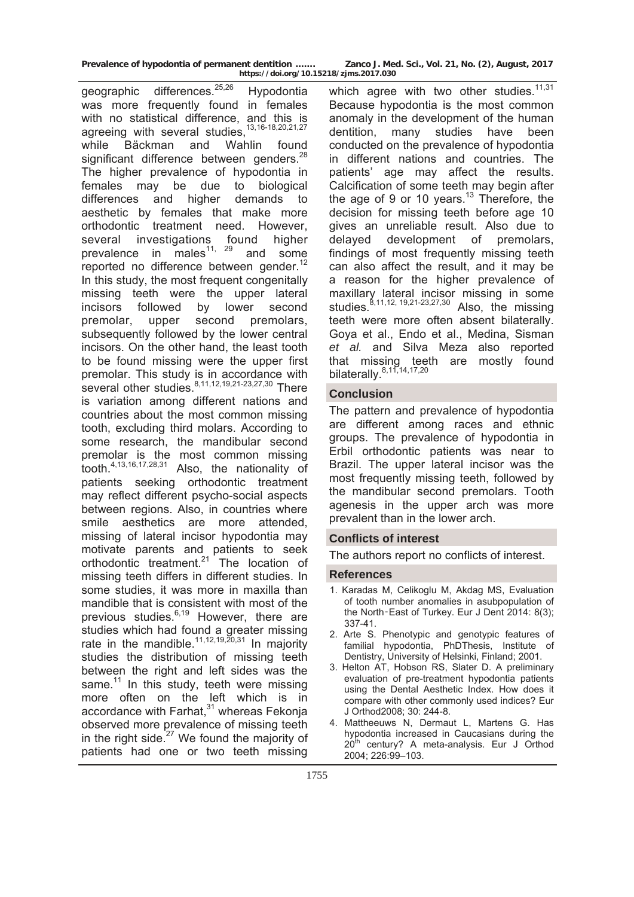geographic differences.[25,26] Hypodontia was more frequently found in females with no statistical difference, and this is agreeing with several studies,[13,16-18,20,21,27] while Bäckman and Wahlin found significant difference between genders.[28] The higher prevalence of hypodontia in females may be due to biological differences and higher demands to aesthetic by females that make more orthodontic treatment need. However, several investigations found higher prevalence in males[11, 29] and some reported no difference between gender.[12] In this study, the most frequent congenitally missing teeth were the upper lateral incisors followed by lower second premolar, upper second premolars, subsequently followed by the lower central incisors. On the other hand, the least tooth to be found missing were the upper first premolar. This study is in accordance with several other studies.[8,11,12,19,21-23,27,30] There is variation among different nations and countries about the most common missing tooth, excluding third molars. According to some research, the mandibular second premolar is the most common missing tooth.[4,13,16,17,28,31] Also, the nationality of patients seeking orthodontic treatment may reflect different psycho-social aspects between regions. Also, in countries where smile aesthetics are more attended, missing of lateral incisor hypodontia may motivate parents and patients to seek orthodontic treatment.[21] The location of missing teeth differs in different studies. In some studies, it was more in maxilla than mandible that is consistent with most of the previous studies.[6,19] However, there are studies which had found a greater missing rate in the mandible.[11,12,19,20,31] In majority studies the distribution of missing teeth between the right and left sides was the same.[11] In this study, teeth were missing more often on the left which is in accordance with Farhat,[31] whereas Fekonja observed more prevalence of missing teeth in the right side.[27] We found the majority of patients had one or two teeth missing which agree with two other studies.[11,31] Because hypodontia is the most common anomaly in the development of the human dentition, many studies have been conducted on the prevalence of hypodontia in different nations and countries. The patients' age may affect the results. Calcification of some teeth may begin after the age of 9 or 10 years.[13] Therefore, the decision for missing teeth before age 10 gives an unreliable result. Also due to delayed development of premolars, findings of most frequently missing teeth can also affect the result, and it may be a reason for the higher prevalence of maxillary lateral incisor missing in some studies.[8,11,12, 19,21-23,27,30] Also, the missing teeth were more often absent bilaterally. Goya et al., Endo et al., Medina, Sisman *et al.* and Silva Meza also reported that missing teeth are mostly found bilaterally.[8,11,14,17,20]

## Conclusion

The pattern and prevalence of hypodontia are different among races and ethnic groups. The prevalence of hypodontia in Erbil orthodontic patients was near to Brazil. The upper lateral incisor was the most frequently missing teeth, followed by the mandibular second premolars. Tooth agenesis in the upper arch was more prevalent than in the lower arch.

## Conflicts of interest

The authors report no conflicts of interest.

## References

1. Karadas M, Celikoglu M, Akdag MS, Evaluation of tooth number anomalies in asubpopulation of the North-East of Turkey. Eur J Dent 2014: 8(3); 337-41.
2. Arte S. Phenotypic and genotypic features of familial hypodontia, PhDThesis, Institute of Dentistry, University of Helsinki, Finland; 2001.
3. Helton AT, Hobson RS, Slater D. A preliminary evaluation of pre-treatment hypodontia patients using the Dental Aesthetic Index. How does it compare with other commonly used indices? Eur J Orthod2008; 30: 244-8.
4. Mattheeuws N, Dermaut L, Martens G. Has hypodontia increased in Caucasians during the 20th century? A meta-analysis. Eur J Orthod 2004; 226:99–103.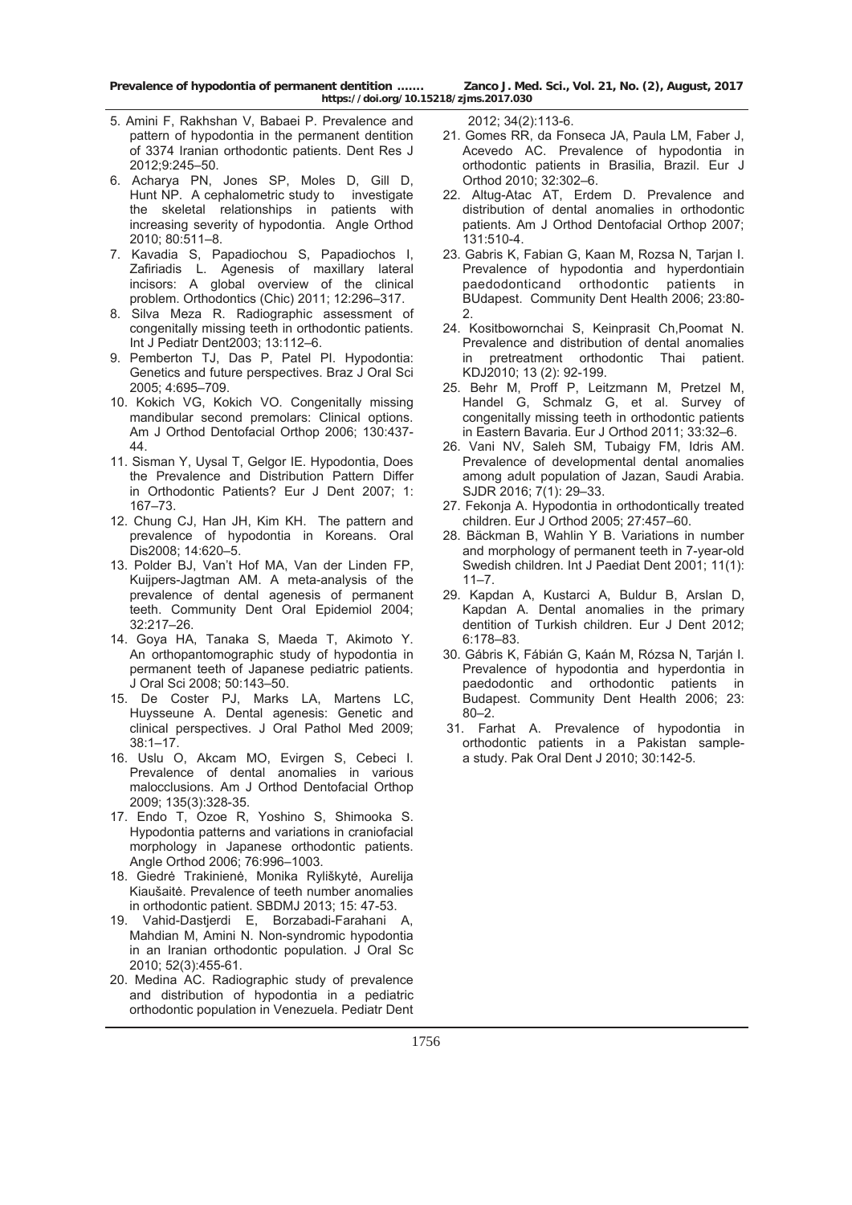5. Amini F, Rakhshan V, Babaei P. Prevalence and pattern of hypodontia in the permanent dentition of 3374 Iranian orthodontic patients. Dent Res J 2012;9:245–50.
6. Acharya PN, Jones SP, Moles D, Gill D, Hunt NP. A cephalometric study to investigate the skeletal relationships in patients with increasing severity of hypodontia. Angle Orthod 2010; 80:511–8.
7. Kavadia S, Papadiochou S, Papadiochos I, Zafiriadis L. Agenesis of maxillary lateral incisors: A global overview of the clinical problem. Orthodontics (Chic) 2011; 12:296–317.
8. Silva Meza R. Radiographic assessment of congenitally missing teeth in orthodontic patients. Int J Pediatr Dent2003; 13:112–6.
9. Pemberton TJ, Das P, Patel PI. Hypodontia: Genetics and future perspectives. Braz J Oral Sci 2005; 4:695–709.
10. Kokich VG, Kokich VO. Congenitally missing mandibular second premolars: Clinical options. Am J Orthod Dentofacial Orthop 2006; 130:437-44.
11. Sisman Y, Uysal T, Gelgor IE. Hypodontia, Does the Prevalence and Distribution Pattern Differ in Orthodontic Patients? Eur J Dent 2007; 1: 167–73.
12. Chung CJ, Han JH, Kim KH. The pattern and prevalence of hypodontia in Koreans. Oral Dis2008; 14:620–5.
13. Polder BJ, Van't Hof MA, Van der Linden FP, Kuijpers-Jagtman AM. A meta-analysis of the prevalence of dental agenesis of permanent teeth. Community Dent Oral Epidemiol 2004; 32:217–26.
14. Goya HA, Tanaka S, Maeda T, Akimoto Y. An orthopantomographic study of hypodontia in permanent teeth of Japanese pediatric patients. J Oral Sci 2008; 50:143–50.
15. De Coster PJ, Marks LA, Martens LC, Huysseune A. Dental agenesis: Genetic and clinical perspectives. J Oral Pathol Med 2009; 38:1–17.
16. Uslu O, Akcam MO, Evirgen S, Cebeci I. Prevalence of dental anomalies in various malocclusions. Am J Orthod Dentofacial Orthop 2009; 135(3):328-35.
17. Endo T, Ozoe R, Yoshino S, Shimooka S. Hypodontia patterns and variations in craniofacial morphology in Japanese orthodontic patients. Angle Orthod 2006; 76:996–1003.
18. Giedrė Trakinienė, Monika Ryliškytė, Aurelija Kiaušaitė. Prevalence of teeth number anomalies in orthodontic patient. SBDMJ 2013; 15: 47-53.
19. Vahid-Dastjerdi E, Borzabadi-Farahani A, Mahdian M, Amini N. Non-syndromic hypodontia in an Iranian orthodontic population. J Oral Sc 2010; 52(3):455-61.
20. Medina AC. Radiographic study of prevalence and distribution of hypodontia in a pediatric orthodontic population in Venezuela. Pediatr Dent 2012; 34(2):113-6.
21. Gomes RR, da Fonseca JA, Paula LM, Faber J, Acevedo AC. Prevalence of hypodontia in orthodontic patients in Brasilia, Brazil. Eur J Orthod 2010; 32:302–6.
22. Altug-Atac AT, Erdem D. Prevalence and distribution of dental anomalies in orthodontic patients. Am J Orthod Dentofacial Orthop 2007; 131:510-4.
23. Gabris K, Fabian G, Kaan M, Rozsa N, Tarjan I. Prevalence of hypodontia and hyperdontiain paedodonticand orthodontic patients in BUdapest. Community Dent Health 2006; 23:80-2.
24. Kositbowornchai S, Keinprasit Ch,Poomat N. Prevalence and distribution of dental anomalies in pretreatment orthodontic Thai patient. KDJ2010; 13 (2): 92-199.
25. Behr M, Proff P, Leitzmann M, Pretzel M, Handel G, Schmalz G, et al. Survey of congenitally missing teeth in orthodontic patients in Eastern Bavaria. Eur J Orthod 2011; 33:32–6.
26. Vani NV, Saleh SM, Tubaigy FM, Idris AM. Prevalence of developmental dental anomalies among adult population of Jazan, Saudi Arabia. SJDR 2016; 7(1): 29–33.
27. Fekonja A. Hypodontia in orthodontically treated children. Eur J Orthod 2005; 27:457–60.
28. Bäckman B, Wahlin Y B. Variations in number and morphology of permanent teeth in 7-year-old Swedish children. Int J Paediat Dent 2001; 11(1): 11–7.
29. Kapdan A, Kustarci A, Buldur B, Arslan D, Kapdan A. Dental anomalies in the primary dentition of Turkish children. Eur J Dent 2012; 6:178–83.
30. Gábris K, Fábián G, Kaán M, Rózsa N, Tarján I. Prevalence of hypodontia and hyperdontia in paedodontic and orthodontic patients in Budapest. Community Dent Health 2006; 23: 80–2.
31. Farhat A. Prevalence of hypodontia in orthodontic patients in a Pakistan sample-a study. Pak Oral Dent J 2010; 30:142-5.